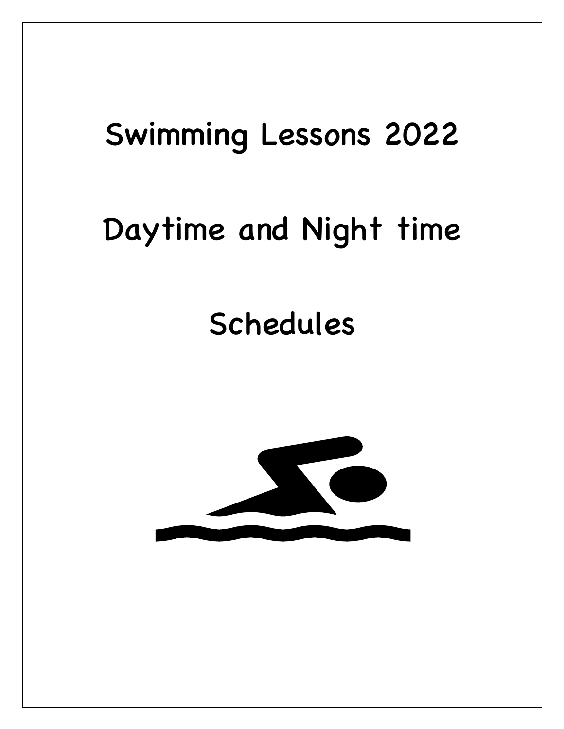# Swimming Lessons 2022

# Daytime and Night time

# Schedules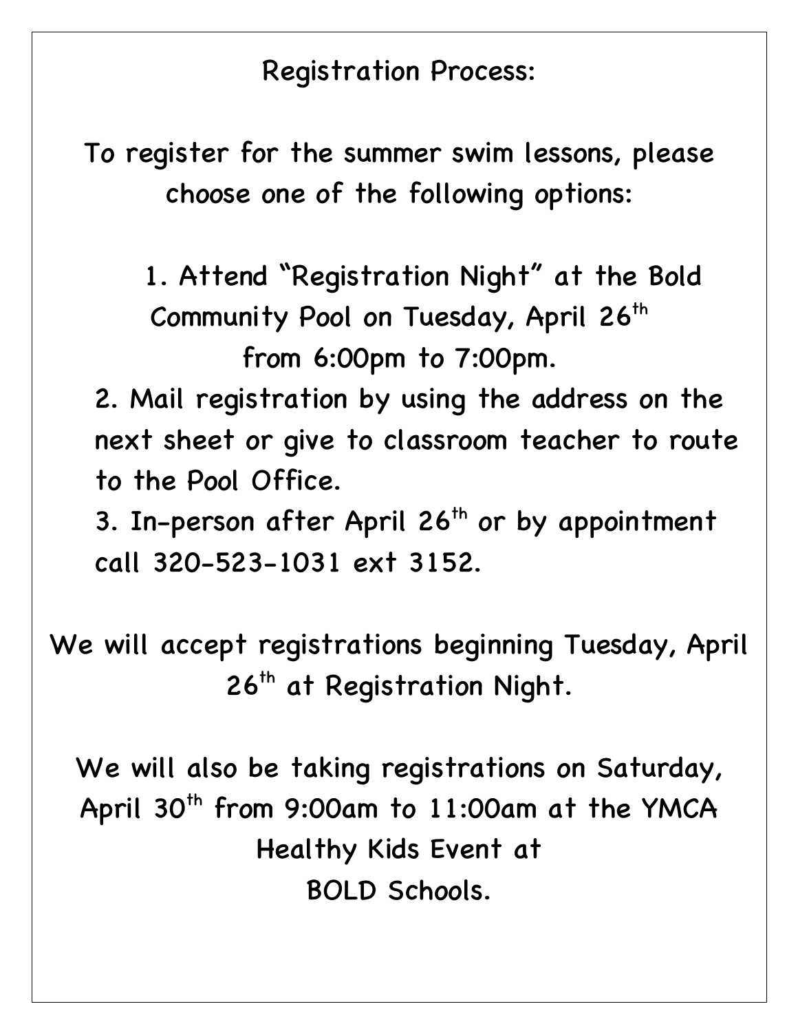Registration Process:

To register for the summer swim lessons, please choose one of the following options:

1. Attend "Registration Night" at the Bold Community Pool on Tuesday, April 26th from 6:00pm to 7:00pm.
2. Mail registration by using the address on the next sheet or give to classroom teacher to route to the Pool Office.
3. In-person after April 26th or by appointment call 320-523-1031 ext 3152.

We will accept registrations beginning Tuesday, April 26th at Registration Night.

We will also be taking registrations on Saturday, April 30th from 9:00am to 11:00am at the YMCA Healthy Kids Event at BOLD Schools.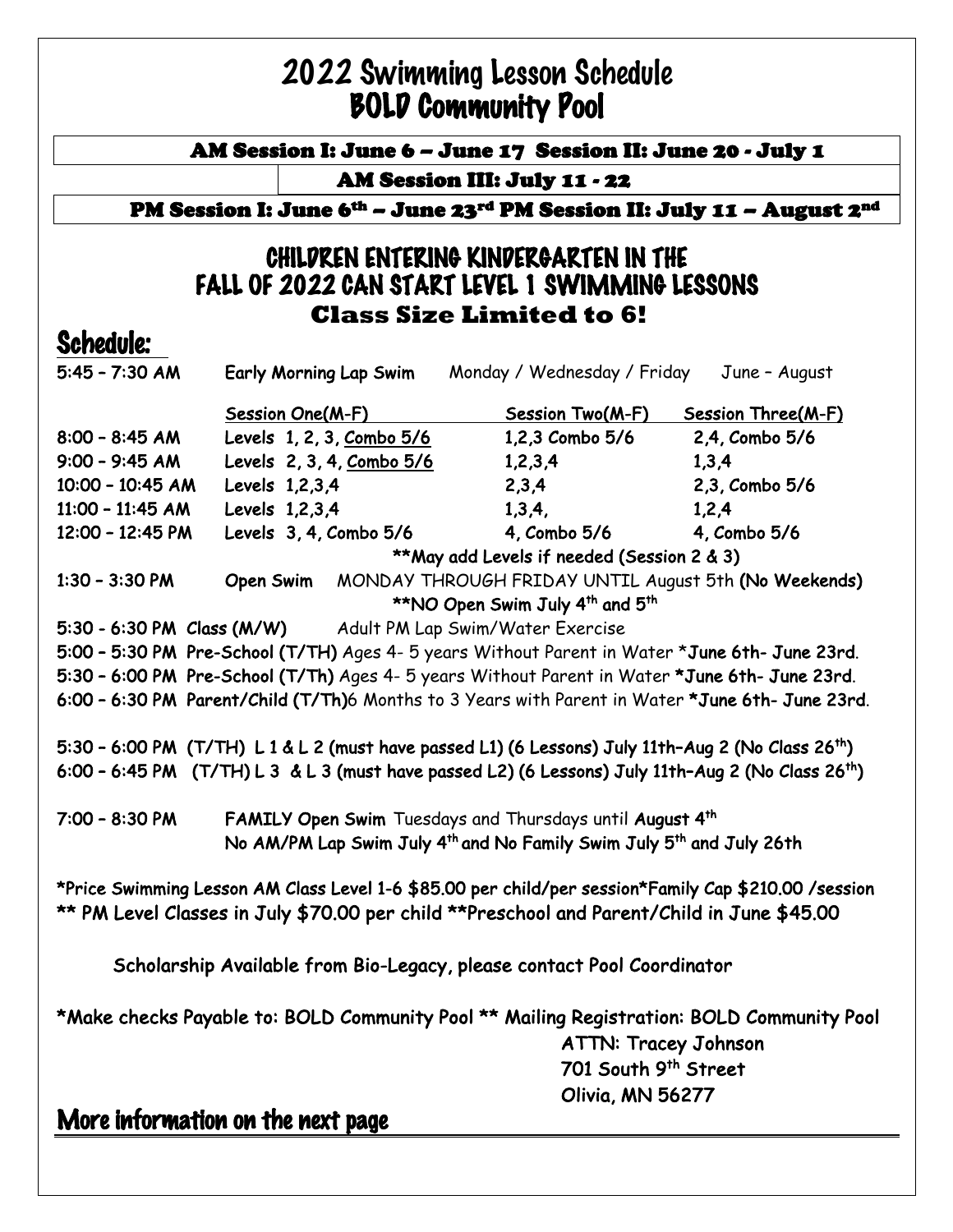# 2022 Swimming Lesson Schedule
# BOLD Community Pool

**AM Session I: June 6 – June 17 Session II: June 20 - July 1**

**AM Session III: July 11 - 22**

**PM Session I: June 6th – June 23rd PM Session II: July 11 – August 2nd**

## CHILDREN ENTERING KINDERGARTEN IN THE FALL OF 2022 CAN START LEVEL 1 SWIMMING LESSONS

**Class Size Limited to 6!**

## Schedule:

5:45 – 7:30 AM Early Morning Lap Swim Monday / Wednesday / Friday June – August

| | Session One(M-F) | Session Two(M-F) | Session Three(M-F) |
|---|---|---|---|
| 8:00 – 8:45 AM | Levels 1, 2, 3, Combo 5/6 | 1,2,3 Combo 5/6 | 2,4, Combo 5/6 |
| 9:00 – 9:45 AM | Levels 2, 3, 4, Combo 5/6 | 1,2,3,4 | 1,3,4 |
| 10:00 – 10:45 AM | Levels 1,2,3,4 | 2,3,4 | 2,3, Combo 5/6 |
| 11:00 – 11:45 AM | Levels 1,2,3,4 | 1,3,4, | 1,2,4 |
| 12:00 – 12:45 PM | Levels 3, 4, Combo 5/6 | 4, Combo 5/6 | 4, Combo 5/6 |

**May add Levels if needed (Session 2 & 3)

1:30 – 3:30 PM Open Swim MONDAY THROUGH FRIDAY UNTIL August 5th **(No Weekends)**

**NO Open Swim July 4th and 5th

5:30 - 6:30 PM Class (M/W) Adult PM Lap Swim/Water Exercise

5:00 – 5:30 PM **Pre-School (T/TH)** *Ages 4- 5 years Without Parent in Water* ***June 6th- June 23rd**.

5:30 – 6:00 PM **Pre-School (T/Th)** *Ages 4- 5 years Without Parent in Water* ***June 6th- June 23rd**.

6:00 – 6:30 PM **Parent/Child (T/Th)**6 Months to 3 Years with Parent in Water ***June 6th- June 23rd**.

5:30 – 6:00 PM (T/TH) L 1 & L 2 (must have passed L1) (6 Lessons) July 11th–Aug 2 (No Class 26th)

6:00 – 6:45 PM (T/TH) L 3 & L 3 (must have passed L2) (6 Lessons) July 11th–Aug 2 (No Class 26th)

7:00 – 8:30 PM **FAMILY Open Swim** Tuesdays and Thursdays until **August 4th**

**No AM/PM Lap Swim July 4th and No Family Swim July 5th and July 26th**

*Price Swimming Lesson AM Class Level 1-6 $85.00 per child/per session*Family Cap $210.00 /session

** PM Level Classes in July $70.00 per child **Preschool and Parent/Child in June $45.00

Scholarship Available from Bio-Legacy, please contact Pool Coordinator

*Make checks Payable to: BOLD Community Pool ** Mailing Registration: BOLD Community Pool
ATTN: Tracey Johnson
701 South 9th Street
Olivia, MN 56277

## More information on the next page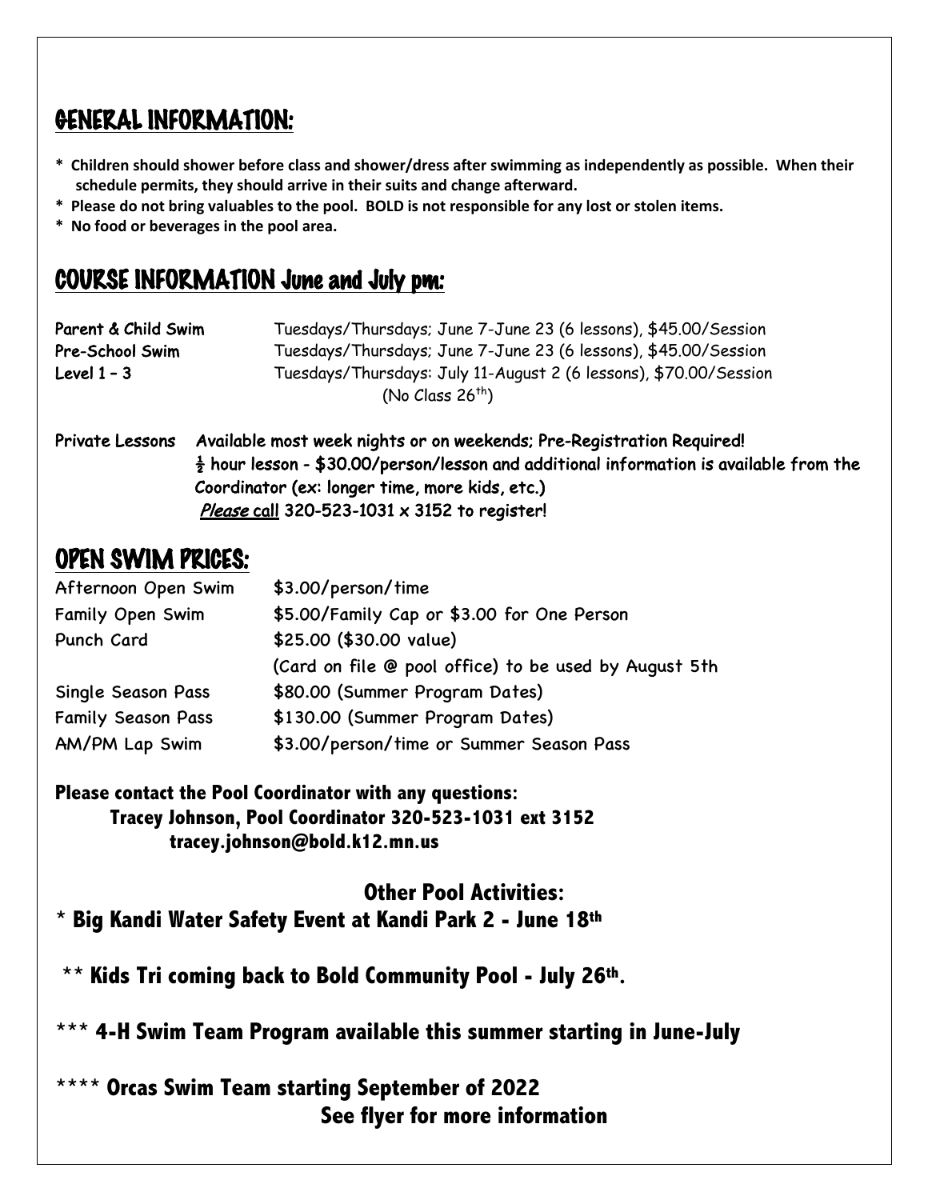## GENERAL INFORMATION:

* **Children should shower before class and shower/dress after swimming as independently as possible. When their schedule permits, they should arrive in their suits and change afterward.**
* **Please do not bring valuables to the pool. BOLD is not responsible for any lost or stolen items.**
* **No food or beverages in the pool area.**

## COURSE INFORMATION June and July pm:

| | |
|---|---|
| **Parent & Child Swim** | Tuesdays/Thursdays; June 7-June 23 (6 lessons), $45.00/Session |
| **Pre-School Swim** | Tuesdays/Thursdays; June 7-June 23 (6 lessons), $45.00/Session |
| **Level 1 – 3** | Tuesdays/Thursdays: July 11-August 2 (6 lessons), $70.00/Session (No Class 26th) |

**Private Lessons** Available most week nights or on weekends; Pre-Registration Required!
½ hour lesson - $30.00/person/lesson and additional information is available from the Coordinator (ex: longer time, more kids, etc.)
*Please* call 320-523-1031 x 3152 to register!

## OPEN SWIM PRICES:

| | |
|---|---|
| Afternoon Open Swim | $3.00/person/time |
| Family Open Swim | $5.00/Family Cap or $3.00 for One Person |
| Punch Card | $25.00 ($30.00 value) |
| | (Card on file @ pool office) to be used by August 5th |
| Single Season Pass | $80.00 (Summer Program Dates) |
| Family Season Pass | $130.00 (Summer Program Dates) |
| AM/PM Lap Swim | $3.00/person/time or Summer Season Pass |

**Please contact the Pool Coordinator with any questions:**
**Tracey Johnson, Pool Coordinator 320-523-1031 ext 3152**
**tracey.johnson@bold.k12.mn.us**

**Other Pool Activities:**

* **Big Kandi Water Safety Event at Kandi Park 2 - June 18th**

** **Kids Tri coming back to Bold Community Pool - July 26th.**

*** **4-H Swim Team Program available this summer starting in June-July**

**** **Orcas Swim Team starting September of 2022**
**See flyer for more information**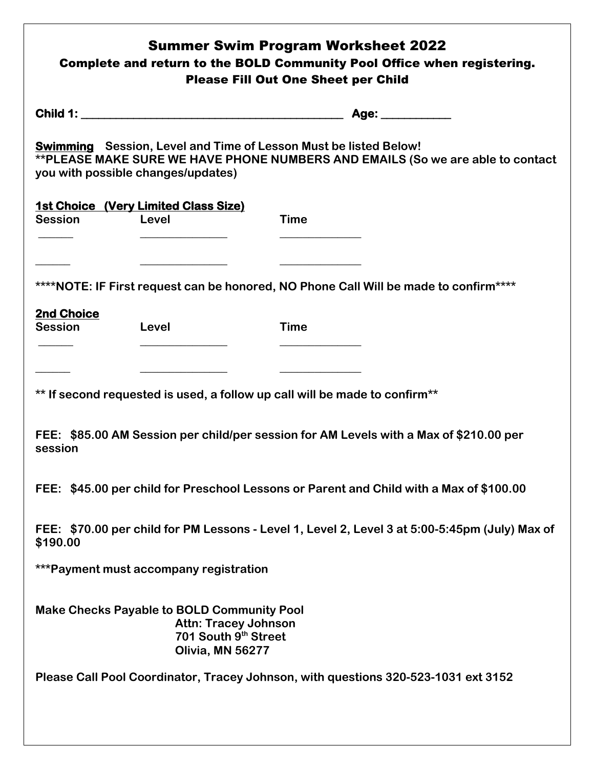# Summer Swim Program Worksheet 2022

## Complete and return to the BOLD Community Pool Office when registering.

## Please Fill Out One Sheet per Child

**Child 1: ____________________________________________ Age: ___________**

**Swimming** **Session, Level and Time of Lesson Must be listed Below!**
**\*\*PLEASE MAKE SURE WE HAVE PHONE NUMBERS AND EMAILS (So we are able to contact you with possible changes/updates)**

**1st Choice (Very Limited Class Size)**

| Session | Level | Time |
| --- | --- | --- |
| ______ | _______________ | ______________ |
| ______ | _______________ | ______________ |

**\*\*\*\*NOTE: IF First request can be honored, NO Phone Call Will be made to confirm\*\*\*\***

**2nd Choice**

| Session | Level | Time |
| --- | --- | --- |
| ______ | _______________ | ______________ |
| ______ | _______________ | ______________ |

**\*\* If second requested is used, a follow up call will be made to confirm\*\***

**FEE: $85.00 AM Session per child/per session for AM Levels with a Max of $210.00 per session**

**FEE: $45.00 per child for Preschool Lessons or Parent and Child with a Max of $100.00**

**FEE: $70.00 per child for PM Lessons - Level 1, Level 2, Level 3 at 5:00-5:45pm (July) Max of $190.00**

**\*\*\*Payment must accompany registration**

**Make Checks Payable to BOLD Community Pool**
**Attn: Tracey Johnson**
**701 South 9th Street**
**Olivia, MN 56277**

**Please Call Pool Coordinator, Tracey Johnson, with questions 320-523-1031 ext 3152**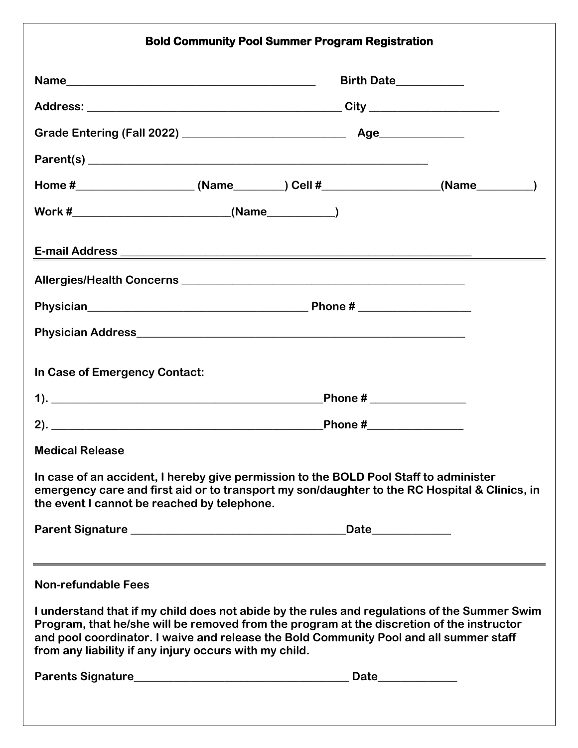## Bold Community Pool Summer Program Registration

Name___________________________________________ Birth Date___________

Address: ____________________________________________ City _____________________

Grade Entering (Fall 2022) ___________________________ Age______________

Parent(s) __________________________________________________________

Home #___________________ (Name________) Cell #___________________(Name_________)

Work #__________________________(Name___________)

E-mail Address ____________________________________________________________

---

Allergies/Health Concerns _______________________________________________

Physician_____________________________________ Phone # __________________

Physician Address________________________________________________________

In Case of Emergency Contact:

1). _____________________________________________Phone # ________________

2). _____________________________________________Phone #________________

Medical Release

In case of an accident, I hereby give permission to the BOLD Pool Staff to administer emergency care and first aid or to transport my son/daughter to the RC Hospital & Clinics, in the event I cannot be reached by telephone.

Parent Signature ___________________________________Date_____________

---

Non-refundable Fees

I understand that if my child does not abide by the rules and regulations of the Summer Swim Program, that he/she will be removed from the program at the discretion of the instructor and pool coordinator. I waive and release the Bold Community Pool and all summer staff from any liability if any injury occurs with my child.

Parents Signature___________________________________ Date_____________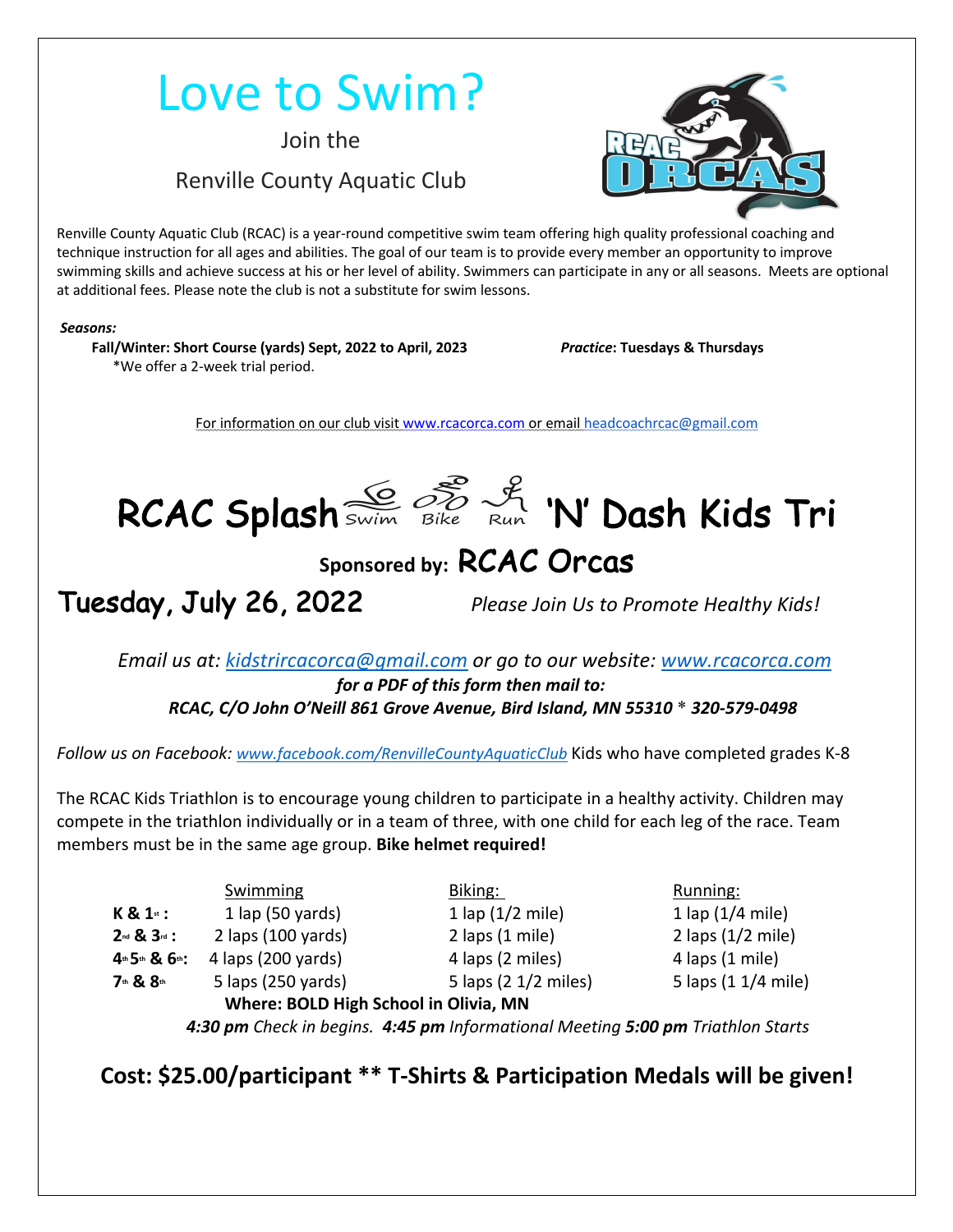# Love to Swim?

Join the

Renville County Aquatic Club

Renville County Aquatic Club (RCAC) is a year-round competitive swim team offering high quality professional coaching and technique instruction for all ages and abilities. The goal of our team is to provide every member an opportunity to improve swimming skills and achieve success at his or her level of ability. Swimmers can participate in any or all seasons. Meets are optional at additional fees. Please note the club is not a substitute for swim lessons.

***Seasons:***

**Fall/Winter: Short Course (yards) Sept, 2022 to April, 2023** — ***Practice*: Tuesdays & Thursdays**

\*We offer a 2-week trial period.

For information on our club visit www.rcacorca.com or email headcoachrcac@gmail.com

# RCAC Splash Swim Bike Run 'N' Dash Kids Tri

**Sponsored by: RCAC Orcas**

## Tuesday, July 26, 2022

*Please Join Us to Promote Healthy Kids!*

*Email us at: kidstrircacorca@gmail.com or go to our website: www.rcacorca.com*

***for a PDF of this form then mail to:***

***RCAC, C/O John O'Neill 861 Grove Avenue, Bird Island, MN 55310*** \* ***320-579-0498***

*Follow us on Facebook: www.facebook.com/RenvilleCountyAquaticClub* Kids who have completed grades K-8

The RCAC Kids Triathlon is to encourage young children to participate in a healthy activity. Children may compete in the triathlon individually or in a team of three, with one child for each leg of the race. Team members must be in the same age group. **Bike helmet required!**

| | Swimming | Biking: | Running: |
|---|---|---|---|
| **K & 1st :** | 1 lap (50 yards) | 1 lap (1/2 mile) | 1 lap (1/4 mile) |
| **2nd & 3rd :** | 2 laps (100 yards) | 2 laps (1 mile) | 2 laps (1/2 mile) |
| **4th 5th & 6th:** | 4 laps (200 yards) | 4 laps (2 miles) | 4 laps (1 mile) |
| **7th & 8th** | 5 laps (250 yards) | 5 laps (2 1/2 miles) | 5 laps (1 1/4 mile) |

**Where: BOLD High School in Olivia, MN**

***4:30 pm*** *Check in begins.* ***4:45 pm*** *Informational Meeting* ***5:00 pm*** *Triathlon Starts*

**Cost: $25.00/participant \*\* T-Shirts & Participation Medals will be given!**